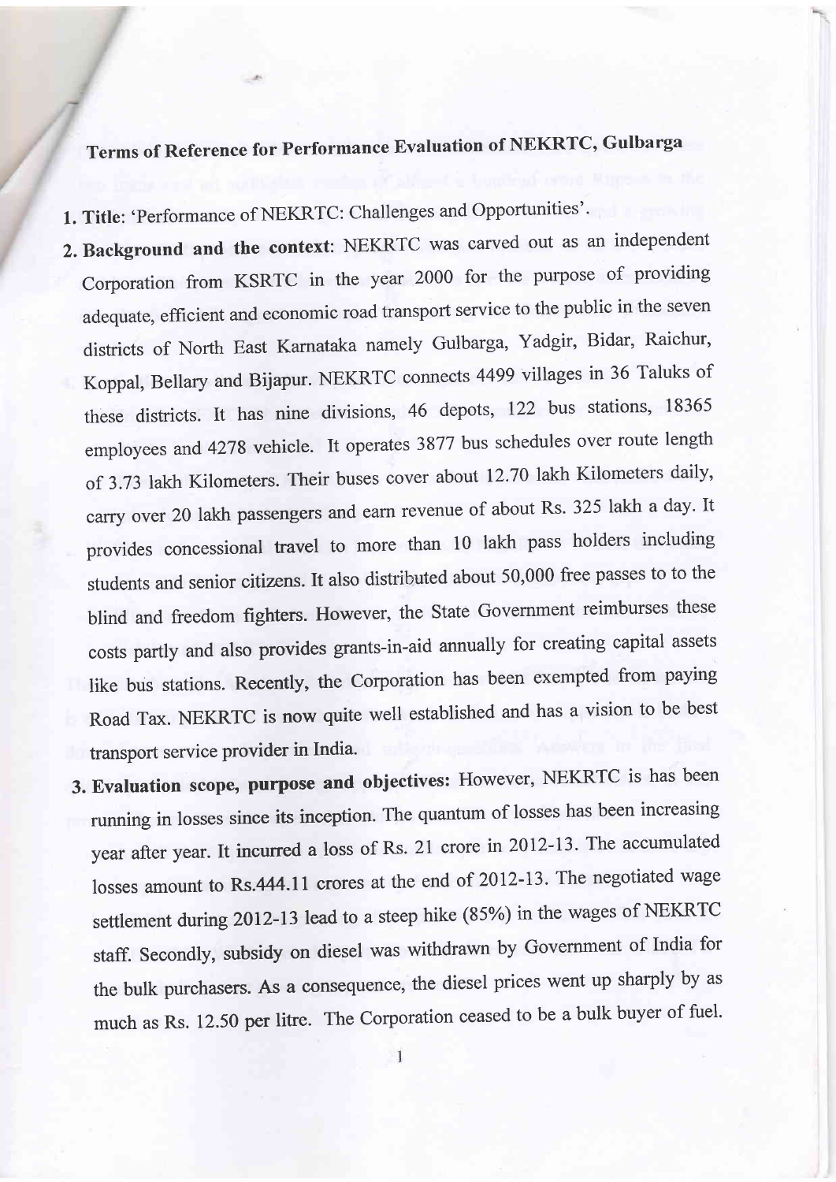# Terms of Reference for Performance Evaluation of NEKRTC, Gulbarga

1. **Title**: 'Performance of NEKRTC: Challenges and Opportunities'.
2. **Background and the context**: NEKRTC was carved out as an independent Corporation from KSRTC in the year 2000 for the purpose of providing adequate, efficient and economic road transport service to the public in the seven districts of North East Karnataka namely Gulbarga, Yadgir, Bidar, Raichur, Koppal, Bellary and Bijapur. NEKRTC connects 4499 villages in 36 Taluks of these districts. It has nine divisions, 46 depots, 122 bus stations, 18365 employees and 4278 vehicle. It operates 3877 bus schedules over route length of 3.73 lakh Kilometers. Their buses cover about 12.70 lakh Kilometers daily, carry over 20 lakh passengers and earn revenue of about Rs. 325 lakh a day. It provides concessional travel to more than 10 lakh pass holders including students and senior citizens. It also distributed about 50,000 free passes to to the blind and freedom fighters. However, the State Government reimburses these costs partly and also provides grants-in-aid annually for creating capital assets like bus stations. Recently, the Corporation has been exempted from paying Road Tax. NEKRTC is now quite well established and has a vision to be best transport service provider in India.
3. **Evaluation scope, purpose and objectives:** However, NEKRTC is has been running in losses since its inception. The quantum of losses has been increasing year after year. It incurred a loss of Rs. 21 crore in 2012-13. The accumulated losses amount to Rs.444.11 crores at the end of 2012-13. The negotiated wage settlement during 2012-13 lead to a steep hike (85%) in the wages of NEKRTC staff. Secondly, subsidy on diesel was withdrawn by Government of India for the bulk purchasers. As a consequence, the diesel prices went up sharply by as much as Rs. 12.50 per litre. The Corporation ceased to be a bulk buyer of fuel.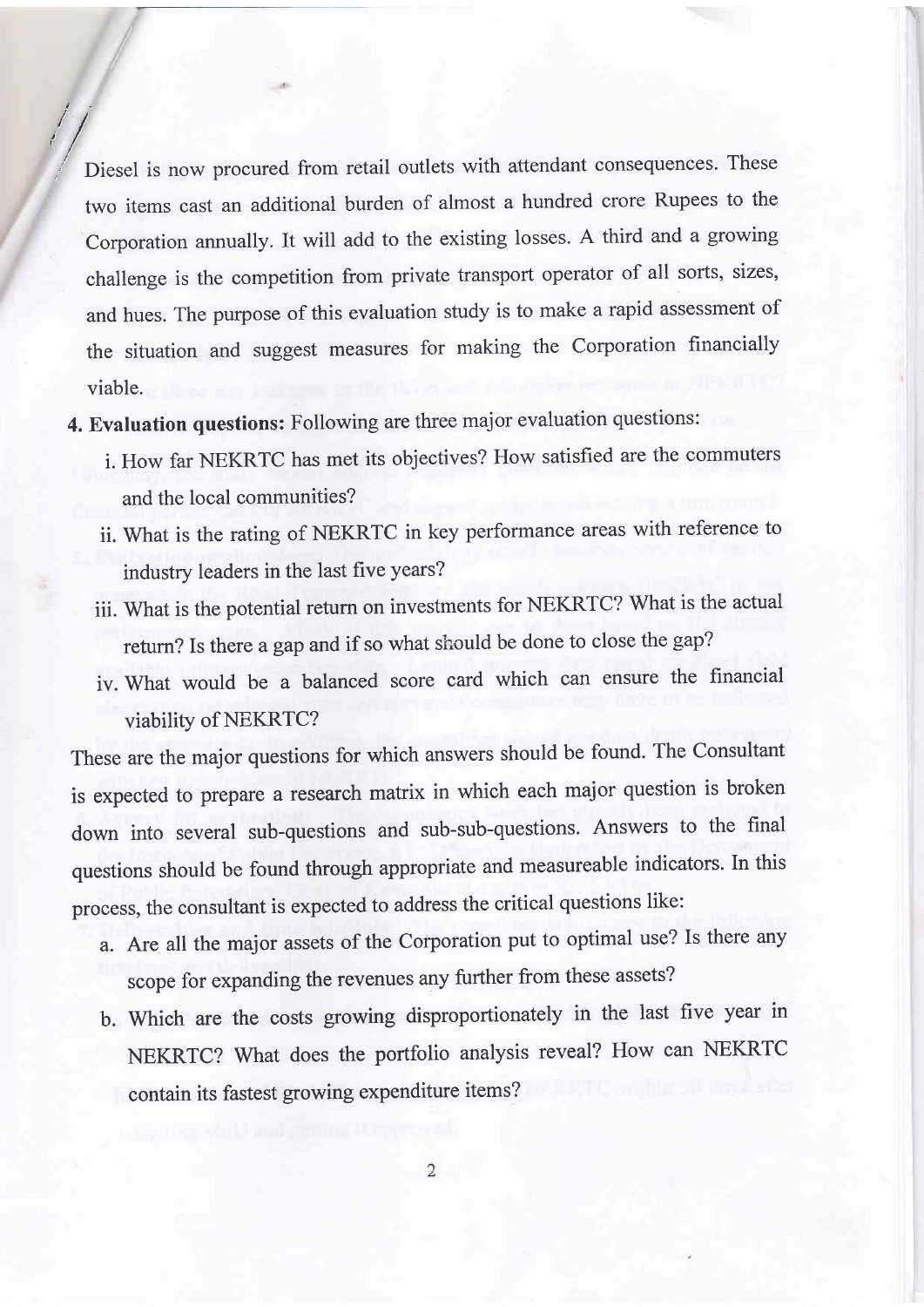Diesel is now procured from retail outlets with attendant consequences. These two items cast an additional burden of almost a hundred crore Rupees to the Corporation annually. It will add to the existing losses. A third and a growing challenge is the competition from private transport operator of all sorts, sizes, and hues. The purpose of this evaluation study is to make a rapid assessment of the situation and suggest measures for making the Corporation financially viable.

**4. Evaluation questions:** Following are three major evaluation questions:

i. How far NEKRTC has met its objectives? How satisfied are the commuters and the local communities?

ii. What is the rating of NEKRTC in key performance areas with reference to industry leaders in the last five years?

iii. What is the potential return on investments for NEKRTC? What is the actual return? Is there a gap and if so what should be done to close the gap?

iv. What would be a balanced score card which can ensure the financial viability of NEKRTC?

These are the major questions for which answers should be found. The Consultant is expected to prepare a research matrix in which each major question is broken down into several sub-questions and sub-sub-questions. Answers to the final questions should be found through appropriate and measureable indicators. In this process, the consultant is expected to address the critical questions like:

a. Are all the major assets of the Corporation put to optimal use? Is there any scope for expanding the revenues any further from these assets?

b. Which are the costs growing disproportionately in the last five year in NEKRTC? What does the portfolio analysis reveal? How can NEKRTC contain its fastest growing expenditure items?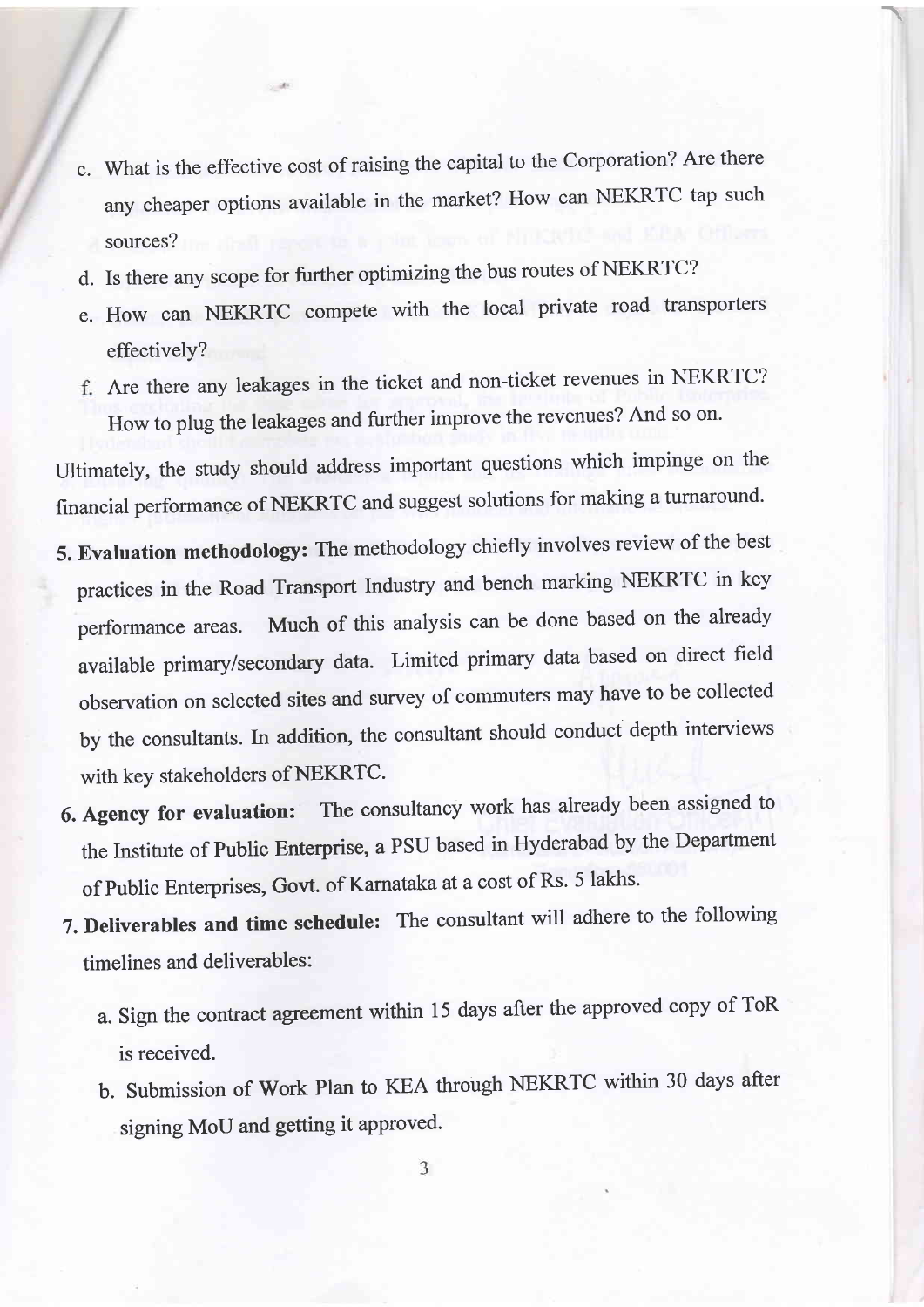c. What is the effective cost of raising the capital to the Corporation? Are there any cheaper options available in the market? How can NEKRTC tap such sources?

d. Is there any scope for further optimizing the bus routes of NEKRTC?

e. How can NEKRTC compete with the local private road transporters effectively?

f. Are there any leakages in the ticket and non-ticket revenues in NEKRTC? How to plug the leakages and further improve the revenues? And so on.

Ultimately, the study should address important questions which impinge on the financial performance of NEKRTC and suggest solutions for making a turnaround.

5. **Evaluation methodology:** The methodology chiefly involves review of the best practices in the Road Transport Industry and bench marking NEKRTC in key performance areas. Much of this analysis can be done based on the already available primary/secondary data. Limited primary data based on direct field observation on selected sites and survey of commuters may have to be collected by the consultants. In addition, the consultant should conduct depth interviews with key stakeholders of NEKRTC.

6. **Agency for evaluation:** The consultancy work has already been assigned to the Institute of Public Enterprise, a PSU based in Hyderabad by the Department of Public Enterprises, Govt. of Karnataka at a cost of Rs. 5 lakhs.

7. **Deliverables and time schedule:** The consultant will adhere to the following timelines and deliverables:

   a. Sign the contract agreement within 15 days after the approved copy of ToR is received.

   b. Submission of Work Plan to KEA through NEKRTC within 30 days after signing MoU and getting it approved.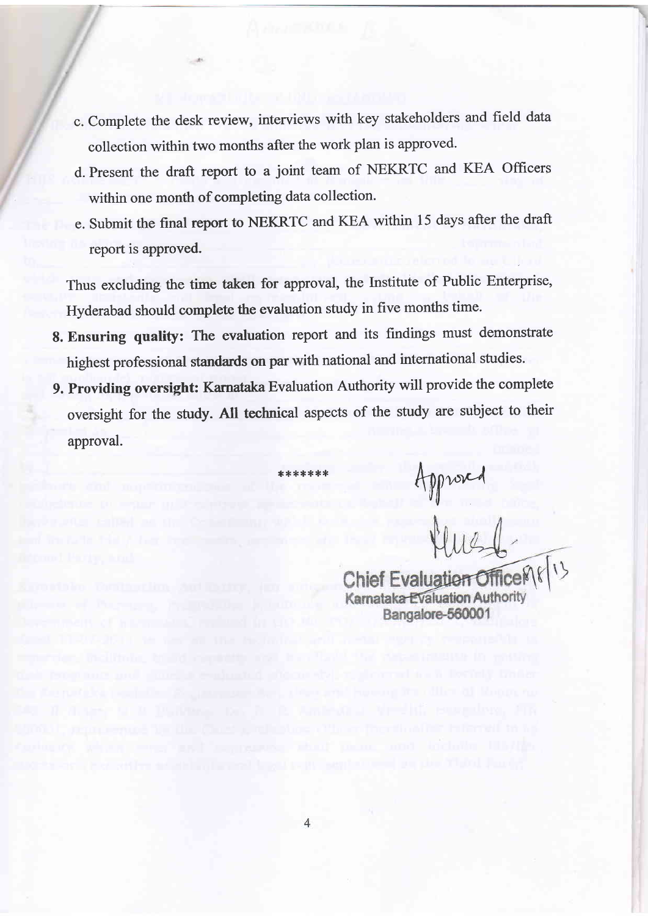c. Complete the desk review, interviews with key stakeholders and field data collection within two months after the work plan is approved.

d. Present the draft report to a joint team of NEKRTC and KEA Officers within one month of completing data collection.

e. Submit the final report to NEKRTC and KEA within 15 days after the draft report is approved.

Thus excluding the time taken for approval, the Institute of Public Enterprise, Hyderabad should complete the evaluation study in five months time.

8. **Ensuring quality:** The evaluation report and its findings must demonstrate highest professional standards on par with national and international studies.

9. **Providing oversight:** Karnataka Evaluation Authority will provide the complete oversight for the study. All technical aspects of the study are subject to their approval.

\*\*\*\*\*\*

Approved

Chief Evaluation Officer

Karnataka Evaluation Authority

Bangalore-560001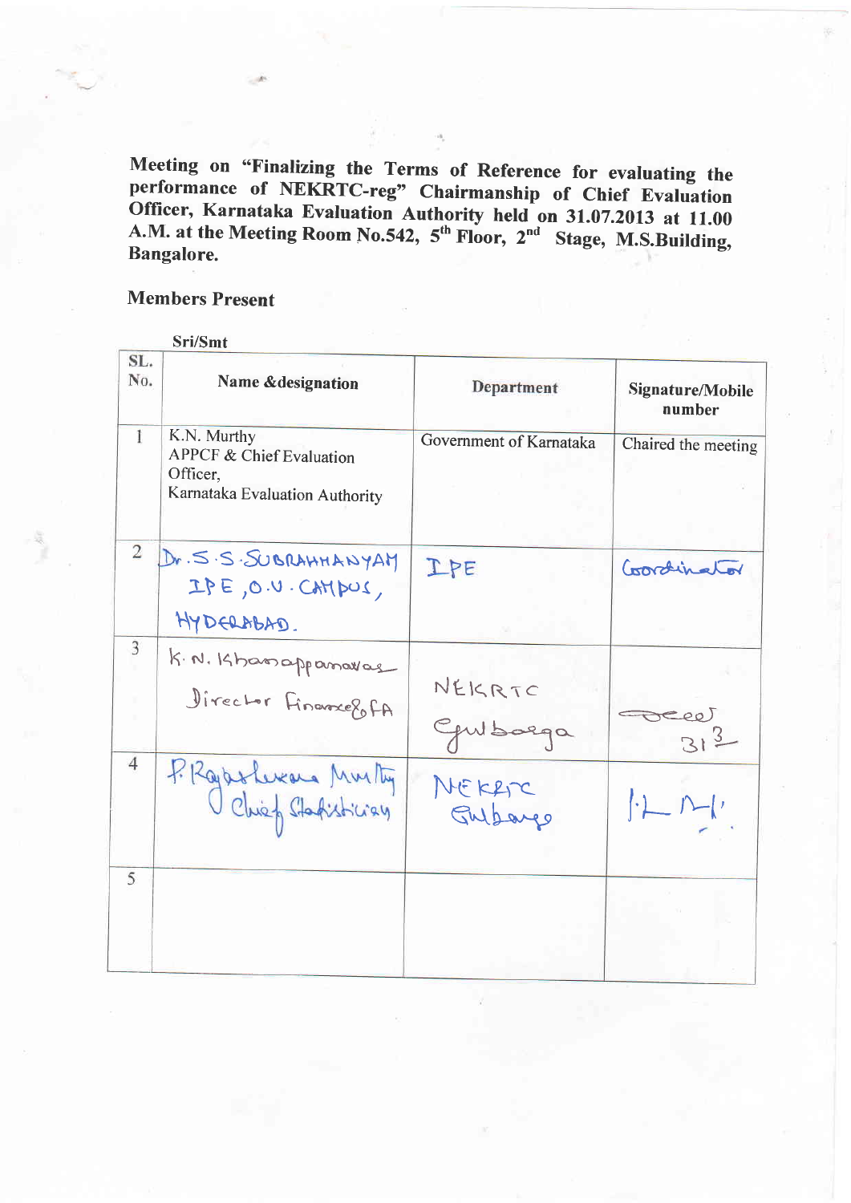**Meeting on "Finalizing the Terms of Reference for evaluating the performance of NEKRTC-reg" Chairmanship of Chief Evaluation Officer, Karnataka Evaluation Authority held on 31.07.2013 at 11.00 A.M. at the Meeting Room No.542, 5th Floor, 2nd Stage, M.S.Building, Bangalore.**

**Members Present**

Sri/Smt

| SL. No. | Name &designation | Department | Signature/Mobile number |
|---|---|---|---|
| 1 | K.N. Murthy<br>APPCF & Chief Evaluation Officer,<br>Karnataka Evaluation Authority | Government of Karnataka | Chaired the meeting |
| 2 | Dr. S.S. SUBRAHMANYAM<br>IPE, O.U. CAMPUS,<br>HYDERABAD. | IPE | Coordinator |
| 3 | K.N. Khanappanavar<br>Director Finance & FA | NEKRTC<br>Gulbarga | (signature) 31/7 |
| 4 | P. Raghavendra Murthy<br>Chief Statistician | NEKRTC<br>Gulbarga | (signature) |
| 5 | | | |